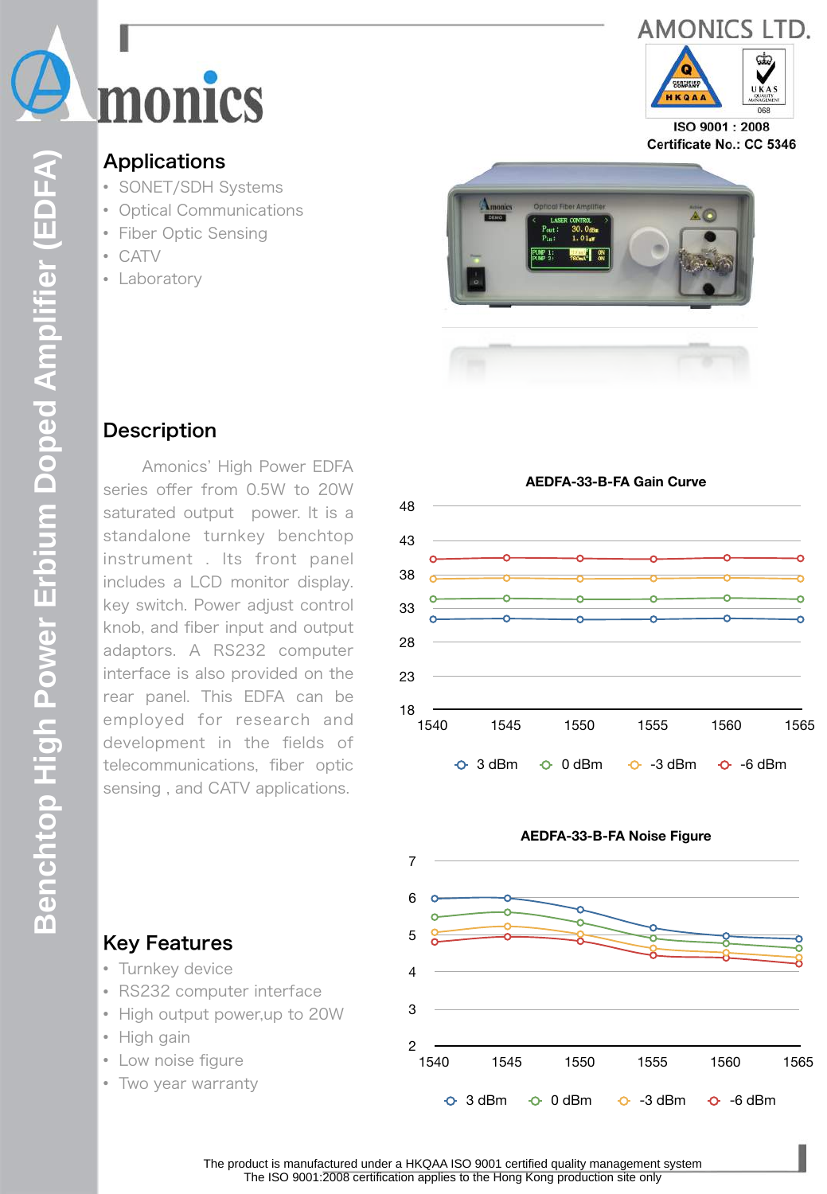Amonics

AMONICS LTD.

ISO 9001 : 2008
Certificate No.: CC 5346

# Benchtop High Power Erbium Doped Amplifier (EDFA)

## Applications

- SONET/SDH Systems
- Optical Communications
- Fiber Optic Sensing
- CATV
- Laboratory

## Description

Amonics' High Power EDFA series offer from 0.5W to 20W saturated output power. It is a standalone turnkey benchtop instrument . Its front panel includes a LCD monitor display. key switch. Power adjust control knob, and fiber input and output adaptors. A RS232 computer interface is also provided on the rear panel. This EDFA can be employed for research and development in the fields of telecommunications, fiber optic sensing , and CATV applications.

**AEDFA-33-B-FA Gain Curve**

**AEDFA-33-B-FA Noise Figure**

## Key Features

- Turnkey device
- RS232 computer interface
- High output power,up to 20W
- High gain
- Low noise figure
- Two year warranty

The product is manufactured under a HKQAA ISO 9001 certified quality management system
The ISO 9001:2008 certification applies to the Hong Kong production site only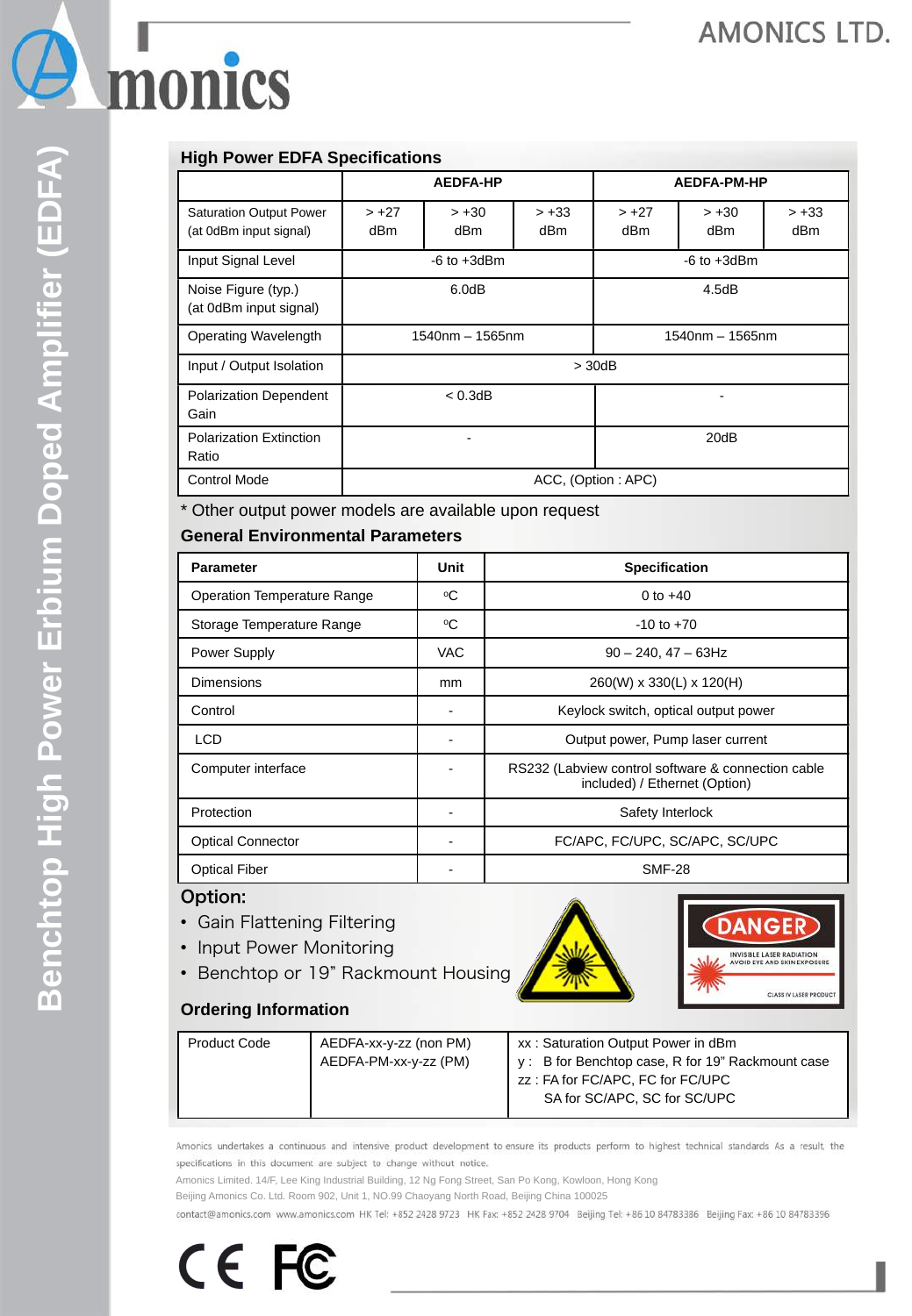## High Power EDFA Specifications

| | AEDFA-HP | | | AEDFA-PM-HP | | |
|---|---|---|---|---|---|---|
| Saturation Output Power (at 0dBm input signal) | > +27 dBm | > +30 dBm | > +33 dBm | > +27 dBm | > +30 dBm | > +33 dBm |
| Input Signal Level | -6 to +3dBm | | | -6 to +3dBm | | |
| Noise Figure (typ.) (at 0dBm input signal) | 6.0dB | | | 4.5dB | | |
| Operating Wavelength | 1540nm – 1565nm | | | 1540nm – 1565nm | | |
| Input / Output Isolation | > 30dB | | | | | |
| Polarization Dependent Gain | < 0.3dB | | | - | | |
| Polarization Extinction Ratio | - | | | 20dB | | |
| Control Mode | ACC, (Option : APC) | | | | | |

* Other output power models are available upon request

## General Environmental Parameters

| Parameter | Unit | Specification |
|---|---|---|
| Operation Temperature Range | ºC | 0 to +40 |
| Storage Temperature Range | ºC | -10 to +70 |
| Power Supply | VAC | 90 – 240, 47 – 63Hz |
| Dimensions | mm | 260(W) x 330(L) x 120(H) |
| Control | - | Keylock switch, optical output power |
| LCD | - | Output power, Pump laser current |
| Computer interface | - | RS232 (Labview control software & connection cable included) / Ethernet (Option) |
| Protection | - | Safety Interlock |
| Optical Connector | - | FC/APC, FC/UPC, SC/APC, SC/UPC |
| Optical Fiber | - | SMF-28 |

## Option:

- Gain Flattening Filtering
- Input Power Monitoring
- Benchtop or 19" Rackmount Housing

DANGER
INVISIBLE LASER RADIATION
AVOID EYE AND SKIN EXPOSURE
CLASS IV LASER PRODUCT

## Ordering Information

| | | |
|---|---|---|
| Product Code | AEDFA-xx-y-zz (non PM)<br>AEDFA-PM-xx-y-zz (PM) | xx : Saturation Output Power in dBm<br>y : B for Benchtop case, R for 19" Rackmount case<br>zz : FA for FC/APC, FC for FC/UPC<br>SA for SC/APC, SC for SC/UPC |

Amonics undertakes a continuous and intensive product development to ensure its products perform to highest technical standards. As a result, the specifications in this document are subject to change without notice.

Amonics Limited. 14/F, Lee King Industrial Building, 12 Ng Fong Street, San Po Kong, Kowloon, Hong Kong

Beijing Amonics Co. Ltd. Room 902, Unit 1, NO.99 Chaoyang North Road, Beijing China 100025

contact@amonics.com www.amonics.com HK Tel: +852 2428 9723 HK Fax: +852 2428 9704 Beijing Tel: +86 10 84783386 Beijing Fax: +86 10 84783396